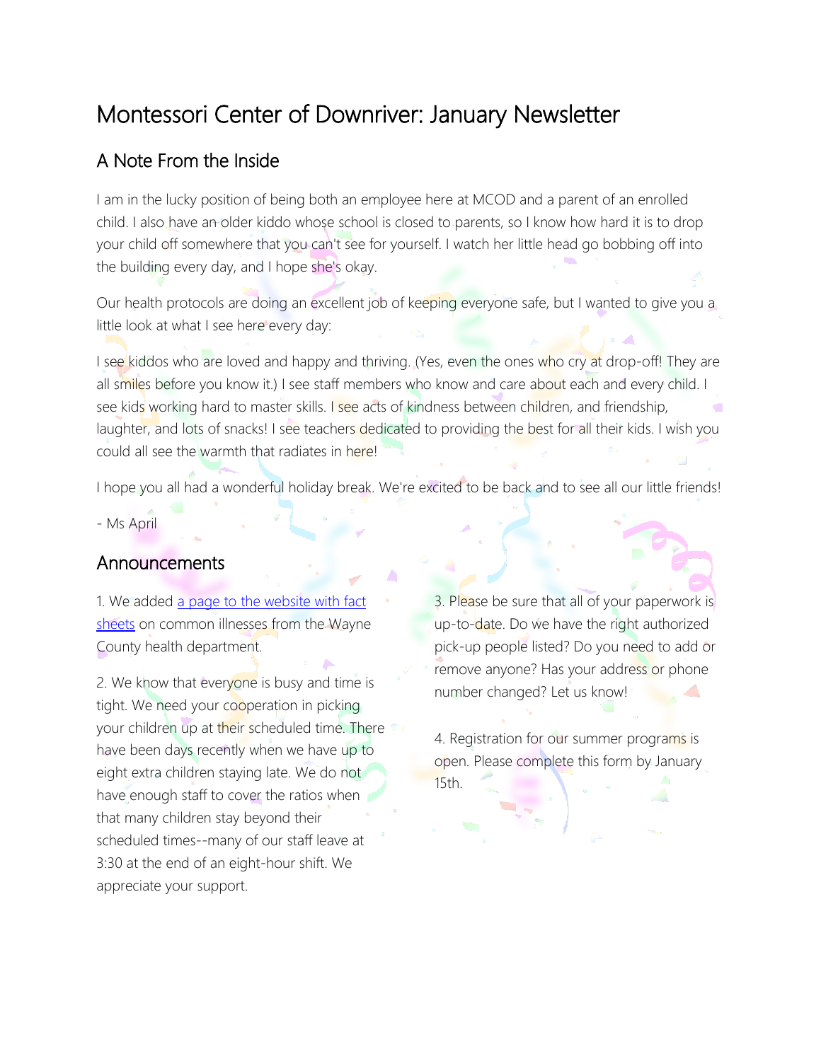# Montessori Center of Downriver: January Newsletter

## A Note From the Inside

I am in the lucky position of being both an employee here at MCOD and a parent of an enrolled child. I also have an older kiddo whose school is closed to parents, so I know how hard it is to drop your child off somewhere that you can't see for yourself. I watch her little head go bobbing off into the building every day, and I hope she's okay.

Our health protocols are doing an excellent job of keeping everyone safe, but I wanted to give you a little look at what I see here every day:

I see kiddos who are loved and happy and thriving. (Yes, even the ones who cry at drop-off! They are all smiles before you know it.) I see staff members who know and care about each and every child. I see kids working hard to master skills. I see acts of kindness between children, and friendship, laughter, and lots of snacks! I see teachers dedicated to providing the best for all their kids. I wish you could all see the warmth that radiates in here!

I hope you all had a wonderful holiday break. We're excited to be back and to see all our little friends!

- Ms April

## Announcements

1. We added [a page to the website with fact sheets]() on common illnesses from the Wayne County health department.

2. We know that everyone is busy and time is tight. We need your cooperation in picking your children up at their scheduled time. There have been days recently when we have up to eight extra children staying late. We do not have enough staff to cover the ratios when that many children stay beyond their scheduled times--many of our staff leave at 3:30 at the end of an eight-hour shift. We appreciate your support.

3. Please be sure that all of your paperwork is up-to-date. Do we have the right authorized pick-up people listed? Do you need to add or remove anyone? Has your address or phone number changed? Let us know!

4. Registration for our summer programs is open. Please complete this form by January 15th.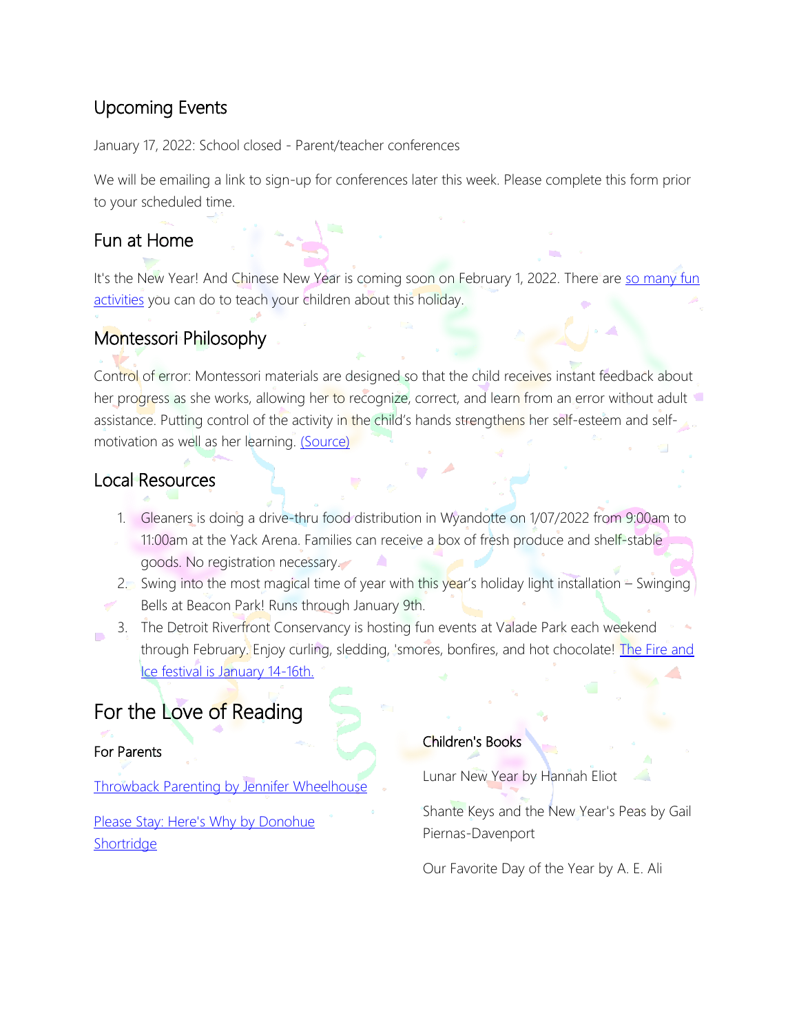## Upcoming Events

January 17, 2022: School closed - Parent/teacher conferences

We will be emailing a link to sign-up for conferences later this week. Please complete this form prior to your scheduled time.

## Fun at Home

It's the New Year! And Chinese New Year is coming soon on February 1, 2022. There are so many fun activities you can do to teach your children about this holiday.

## Montessori Philosophy

Control of error: Montessori materials are designed so that the child receives instant feedback about her progress as she works, allowing her to recognize, correct, and learn from an error without adult assistance. Putting control of the activity in the child's hands strengthens her self-esteem and self-motivation as well as her learning. (Source)

## Local Resources

1. Gleaners is doing a drive-thru food distribution in Wyandotte on 1/07/2022 from 9:00am to 11:00am at the Yack Arena. Families can receive a box of fresh produce and shelf-stable goods. No registration necessary.
2. Swing into the most magical time of year with this year's holiday light installation – Swinging Bells at Beacon Park! Runs through January 9th.
3. The Detroit Riverfront Conservancy is hosting fun events at Valade Park each weekend through February. Enjoy curling, sledding, 'smores, bonfires, and hot chocolate! The Fire and Ice festival is January 14-16th.

# For the Love of Reading

### For Parents

Throwback Parenting by Jennifer Wheelhouse

Please Stay: Here's Why by Donohue Shortridge

### Children's Books

Lunar New Year by Hannah Eliot

Shante Keys and the New Year's Peas by Gail Piernas-Davenport

Our Favorite Day of the Year by A. E. Ali